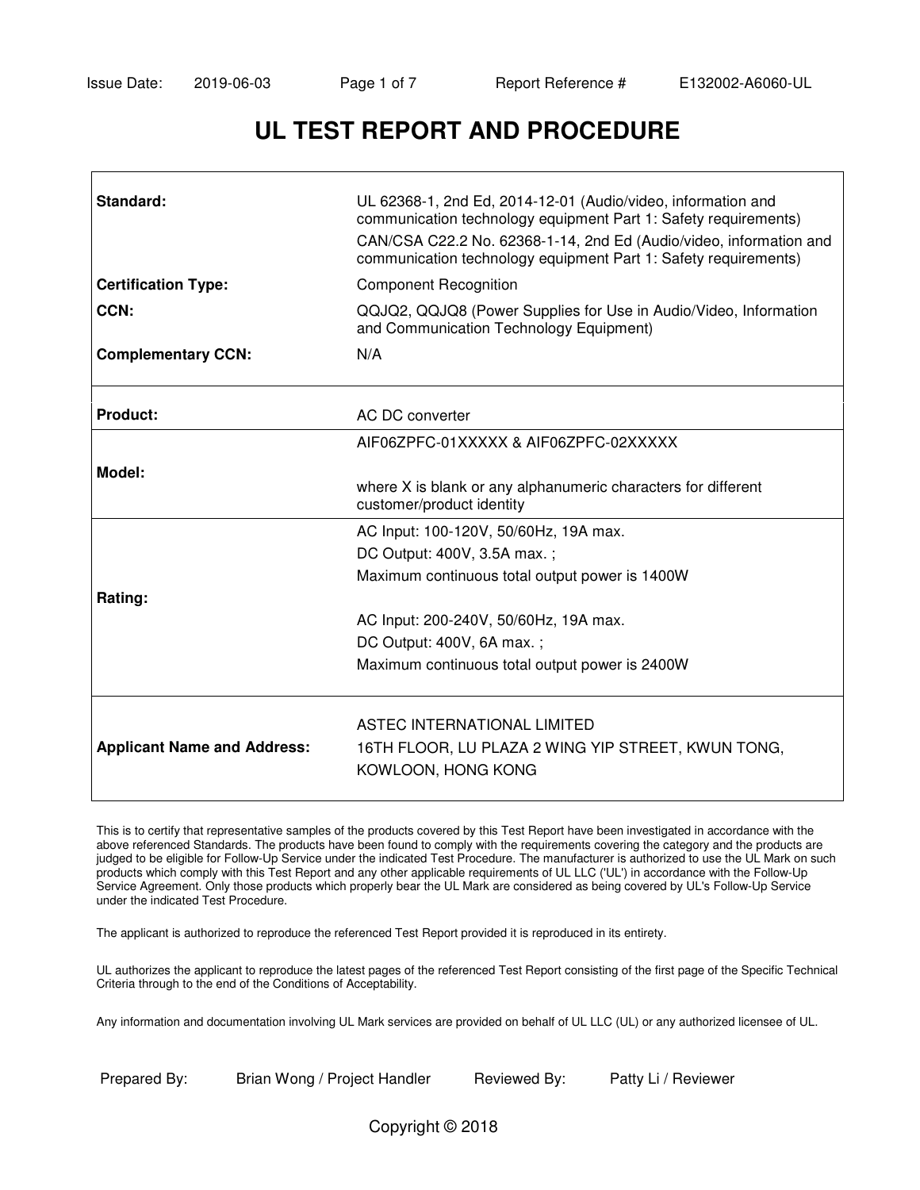# UL TEST REPORT AND PROCEDURE

| | |
|---|---|
| **Standard:** | UL 62368-1, 2nd Ed, 2014-12-01 (Audio/video, information and communication technology equipment Part 1: Safety requirements)<br>CAN/CSA C22.2 No. 62368-1-14, 2nd Ed (Audio/video, information and communication technology equipment Part 1: Safety requirements) |
| **Certification Type:** | Component Recognition |
| **CCN:** | QQJQ2, QQJQ8 (Power Supplies for Use in Audio/Video, Information and Communication Technology Equipment) |
| **Complementary CCN:** | N/A |
| **Product:** | AC DC converter |
| **Model:** | AIF06ZPFC-01XXXXX & AIF06ZPFC-02XXXXX<br><br>where X is blank or any alphanumeric characters for different customer/product identity |
| **Rating:** | AC Input: 100-120V, 50/60Hz, 19A max.<br>DC Output: 400V, 3.5A max. ;<br>Maximum continuous total output power is 1400W<br><br>AC Input: 200-240V, 50/60Hz, 19A max.<br>DC Output: 400V, 6A max. ;<br>Maximum continuous total output power is 2400W |
| **Applicant Name and Address:** | ASTEC INTERNATIONAL LIMITED<br>16TH FLOOR, LU PLAZA 2 WING YIP STREET, KWUN TONG, KOWLOON, HONG KONG |

This is to certify that representative samples of the products covered by this Test Report have been investigated in accordance with the above referenced Standards. The products have been found to comply with the requirements covering the category and the products are judged to be eligible for Follow-Up Service under the indicated Test Procedure. The manufacturer is authorized to use the UL Mark on such products which comply with this Test Report and any other applicable requirements of UL LLC ('UL') in accordance with the Follow-Up Service Agreement. Only those products which properly bear the UL Mark are considered as being covered by UL's Follow-Up Service under the indicated Test Procedure.

The applicant is authorized to reproduce the referenced Test Report provided it is reproduced in its entirety.

UL authorizes the applicant to reproduce the latest pages of the referenced Test Report consisting of the first page of the Specific Technical Criteria through to the end of the Conditions of Acceptability.

Any information and documentation involving UL Mark services are provided on behalf of UL LLC (UL) or any authorized licensee of UL.

Prepared By: Brian Wong / Project Handler    Reviewed By: Patty Li / Reviewer

Copyright © 2018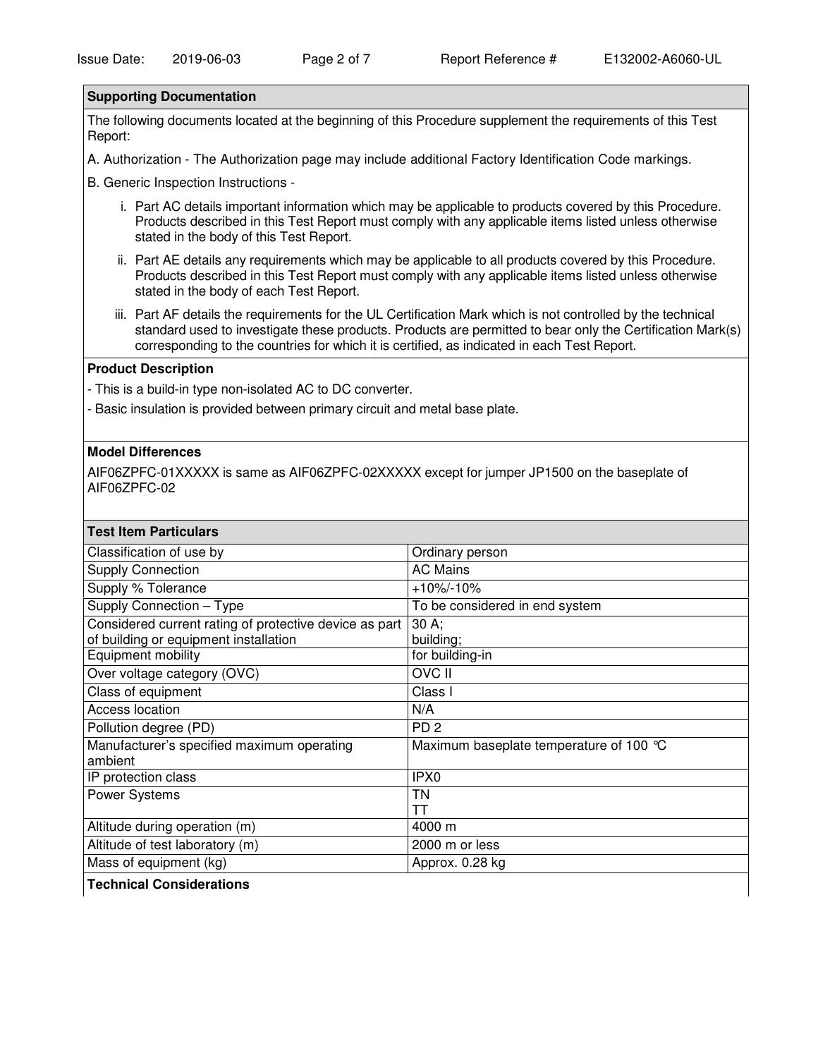## Supporting Documentation

The following documents located at the beginning of this Procedure supplement the requirements of this Test Report:

A. Authorization - The Authorization page may include additional Factory Identification Code markings.

B. Generic Inspection Instructions -

i. Part AC details important information which may be applicable to products covered by this Procedure. Products described in this Test Report must comply with any applicable items listed unless otherwise stated in the body of this Test Report.

ii. Part AE details any requirements which may be applicable to all products covered by this Procedure. Products described in this Test Report must comply with any applicable items listed unless otherwise stated in the body of each Test Report.

iii. Part AF details the requirements for the UL Certification Mark which is not controlled by the technical standard used to investigate these products. Products are permitted to bear only the Certification Mark(s) corresponding to the countries for which it is certified, as indicated in each Test Report.

## Product Description

- This is a build-in type non-isolated AC to DC converter.
- Basic insulation is provided between primary circuit and metal base plate.

## Model Differences

AIF06ZPFC-01XXXXX is same as AIF06ZPFC-02XXXXX except for jumper JP1500 on the baseplate of AIF06ZPFC-02

## Test Item Particulars

| | |
|---|---|
| Classification of use by | Ordinary person |
| Supply Connection | AC Mains |
| Supply % Tolerance | +10%/-10% |
| Supply Connection – Type | To be considered in end system |
| Considered current rating of protective device as part of building or equipment installation | 30 A;<br>building; |
| Equipment mobility | for building-in |
| Over voltage category (OVC) | OVC II |
| Class of equipment | Class I |
| Access location | N/A |
| Pollution degree (PD) | PD 2 |
| Manufacturer's specified maximum operating ambient | Maximum baseplate temperature of 100 °C |
| IP protection class | IPX0 |
| Power Systems | TN<br>TT |
| Altitude during operation (m) | 4000 m |
| Altitude of test laboratory (m) | 2000 m or less |
| Mass of equipment (kg) | Approx. 0.28 kg |

## Technical Considerations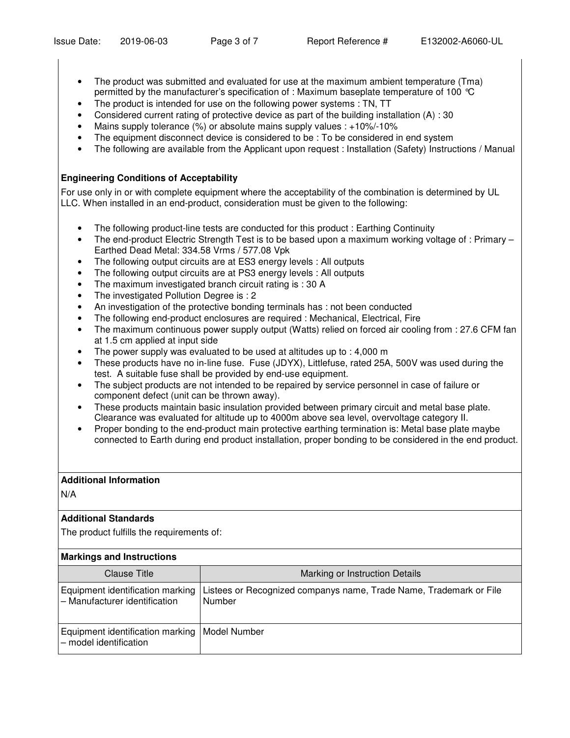- The product was submitted and evaluated for use at the maximum ambient temperature (Tma) permitted by the manufacturer's specification of : Maximum baseplate temperature of 100 ℃
- The product is intended for use on the following power systems : TN, TT
- Considered current rating of protective device as part of the building installation (A) : 30
- Mains supply tolerance (%) or absolute mains supply values : +10%/-10%
- The equipment disconnect device is considered to be : To be considered in end system
- The following are available from the Applicant upon request : Installation (Safety) Instructions / Manual

**Engineering Conditions of Acceptability**

For use only in or with complete equipment where the acceptability of the combination is determined by UL LLC. When installed in an end-product, consideration must be given to the following:

- The following product-line tests are conducted for this product : Earthing Continuity
- The end-product Electric Strength Test is to be based upon a maximum working voltage of : Primary – Earthed Dead Metal: 334.58 Vrms / 577.08 Vpk
- The following output circuits are at ES3 energy levels : All outputs
- The following output circuits are at PS3 energy levels : All outputs
- The maximum investigated branch circuit rating is : 30 A
- The investigated Pollution Degree is : 2
- An investigation of the protective bonding terminals has : not been conducted
- The following end-product enclosures are required : Mechanical, Electrical, Fire
- The maximum continuous power supply output (Watts) relied on forced air cooling from : 27.6 CFM fan at 1.5 cm applied at input side
- The power supply was evaluated to be used at altitudes up to : 4,000 m
- These products have no in-line fuse. Fuse (JDYX), Littlefuse, rated 25A, 500V was used during the test. A suitable fuse shall be provided by end-use equipment.
- The subject products are not intended to be repaired by service personnel in case of failure or component defect (unit can be thrown away).
- These products maintain basic insulation provided between primary circuit and metal base plate. Clearance was evaluated for altitude up to 4000m above sea level, overvoltage category II.
- Proper bonding to the end-product main protective earthing termination is: Metal base plate maybe connected to Earth during end product installation, proper bonding to be considered in the end product.

**Additional Information**

N/A

**Additional Standards**

The product fulfills the requirements of:

**Markings and Instructions**

| Clause Title | Marking or Instruction Details |
|---|---|
| Equipment identification marking – Manufacturer identification | Listees or Recognized companys name, Trade Name, Trademark or File Number |
| Equipment identification marking – model identification | Model Number |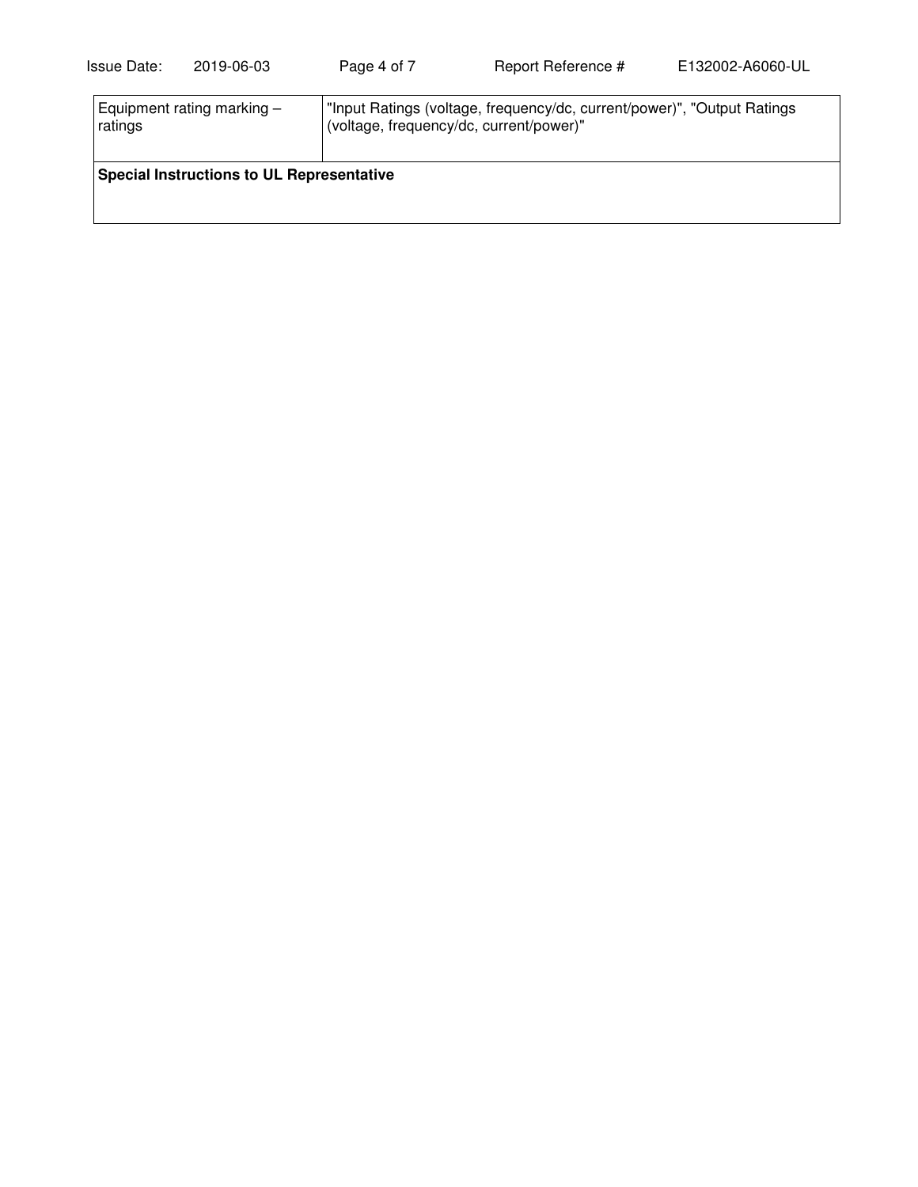| Equipment rating marking – ratings | "Input Ratings (voltage, frequency/dc, current/power)", "Output Ratings (voltage, frequency/dc, current/power)" |
| --- | --- |
| **Special Instructions to UL Representative** | |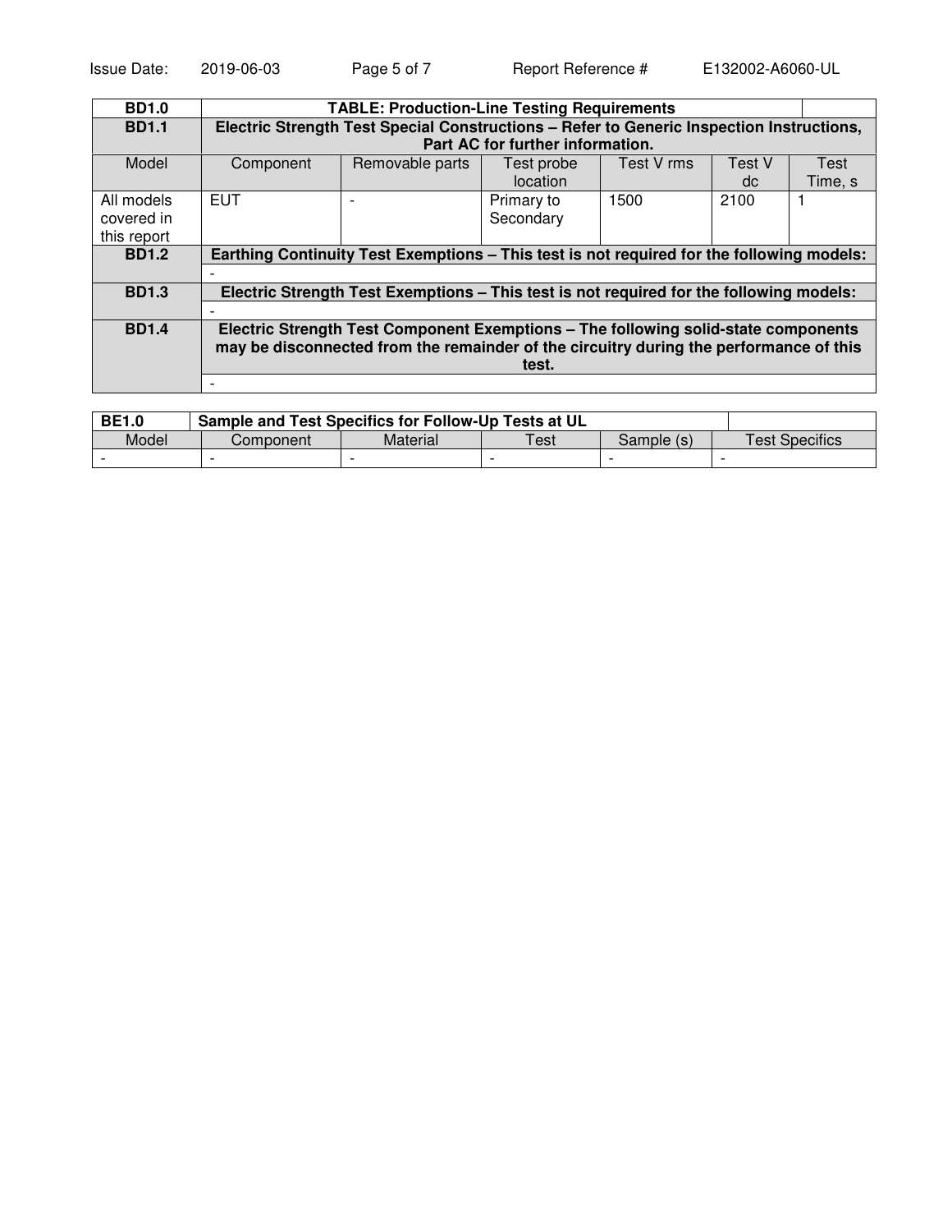| BD1.0 | TABLE: Production-Line Testing Requirements | | | | | |
|---|---|---|---|---|---|---|
| **BD1.1** | **Electric Strength Test Special Constructions – Refer to Generic Inspection Instructions, Part AC for further information.** | | | | | |
| Model | Component | Removable parts | Test probe location | Test V rms | Test V dc | Test Time, s |
| All models covered in this report | EUT | - | Primary to Secondary | 1500 | 2100 | 1 |
| **BD1.2** | **Earthing Continuity Test Exemptions – This test is not required for the following models:** | | | | | |
| | - | | | | | |
| **BD1.3** | **Electric Strength Test Exemptions – This test is not required for the following models:** | | | | | |
| | - | | | | | |
| **BD1.4** | **Electric Strength Test Component Exemptions – The following solid-state components may be disconnected from the remainder of the circuitry during the performance of this test.** | | | | | |
| | - | | | | | |

| BE1.0 | Sample and Test Specifics for Follow-Up Tests at UL | | | | |
|---|---|---|---|---|---|
| Model | Component | Material | Test | Sample (s) | Test Specifics |
| - | - | - | - | - | - |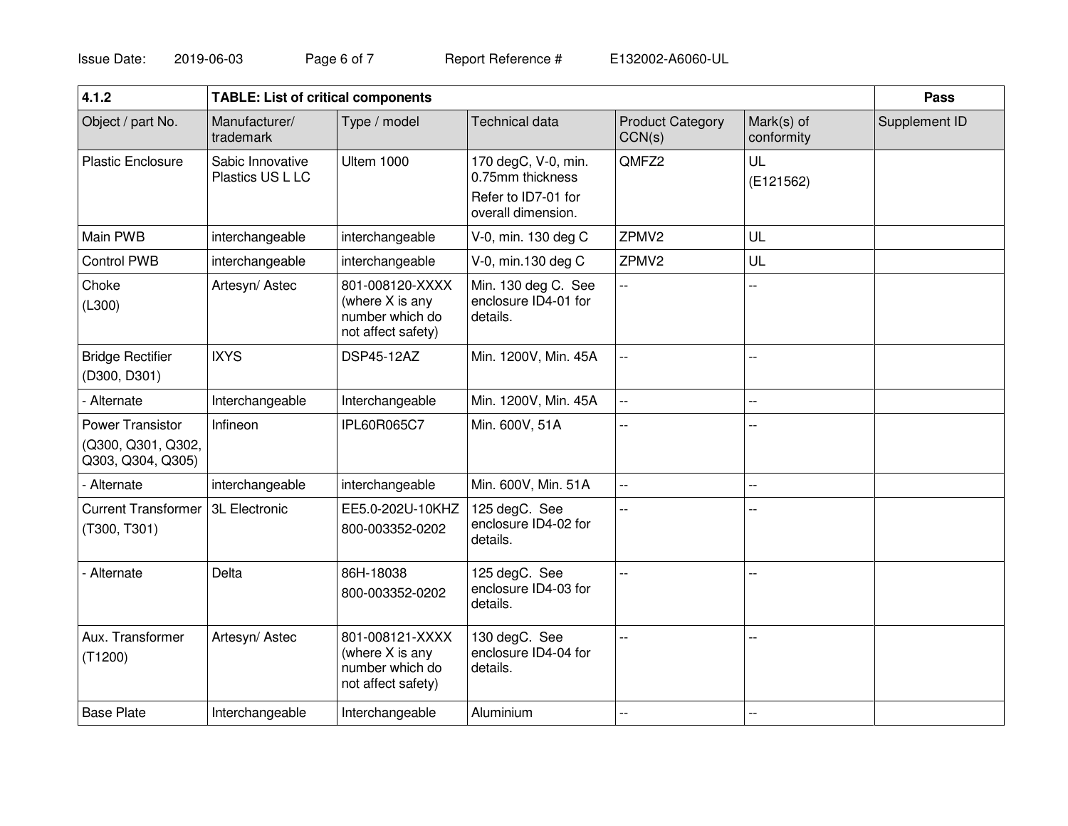| 4.1.2 | TABLE: List of critical components | | | | | Pass |
|---|---|---|---|---|---|---|
| Object / part No. | Manufacturer/ trademark | Type / model | Technical data | Product Category CCN(s) | Mark(s) of conformity | Supplement ID |
| Plastic Enclosure | Sabic Innovative Plastics US L LC | Ultem 1000 | 170 degC, V-0, min. 0.75mm thickness<br>Refer to ID7-01 for overall dimension. | QMFZ2 | UL<br>(E121562) | |
| Main PWB | interchangeable | interchangeable | V-0, min. 130 deg C | ZPMV2 | UL | |
| Control PWB | interchangeable | interchangeable | V-0, min.130 deg C | ZPMV2 | UL | |
| Choke<br>(L300) | Artesyn/ Astec | 801-008120-XXXX (where X is any number which do not affect safety) | Min. 130 deg C. See enclosure ID4-01 for details. | -- | -- | |
| Bridge Rectifier<br>(D300, D301) | IXYS | DSP45-12AZ | Min. 1200V, Min. 45A | -- | -- | |
| - Alternate | Interchangeable | Interchangeable | Min. 1200V, Min. 45A | -- | -- | |
| Power Transistor<br>(Q300, Q301, Q302, Q303, Q304, Q305) | Infineon | IPL60R065C7 | Min. 600V, 51A | -- | -- | |
| - Alternate | interchangeable | interchangeable | Min. 600V, Min. 51A | -- | -- | |
| Current Transformer<br>(T300, T301) | 3L Electronic | EE5.0-202U-10KHZ<br>800-003352-0202 | 125 degC. See enclosure ID4-02 for details. | -- | -- | |
| - Alternate | Delta | 86H-18038<br>800-003352-0202 | 125 degC. See enclosure ID4-03 for details. | -- | -- | |
| Aux. Transformer<br>(T1200) | Artesyn/ Astec | 801-008121-XXXX (where X is any number which do not affect safety) | 130 degC. See enclosure ID4-04 for details. | -- | -- | |
| Base Plate | Interchangeable | Interchangeable | Aluminium | -- | -- | |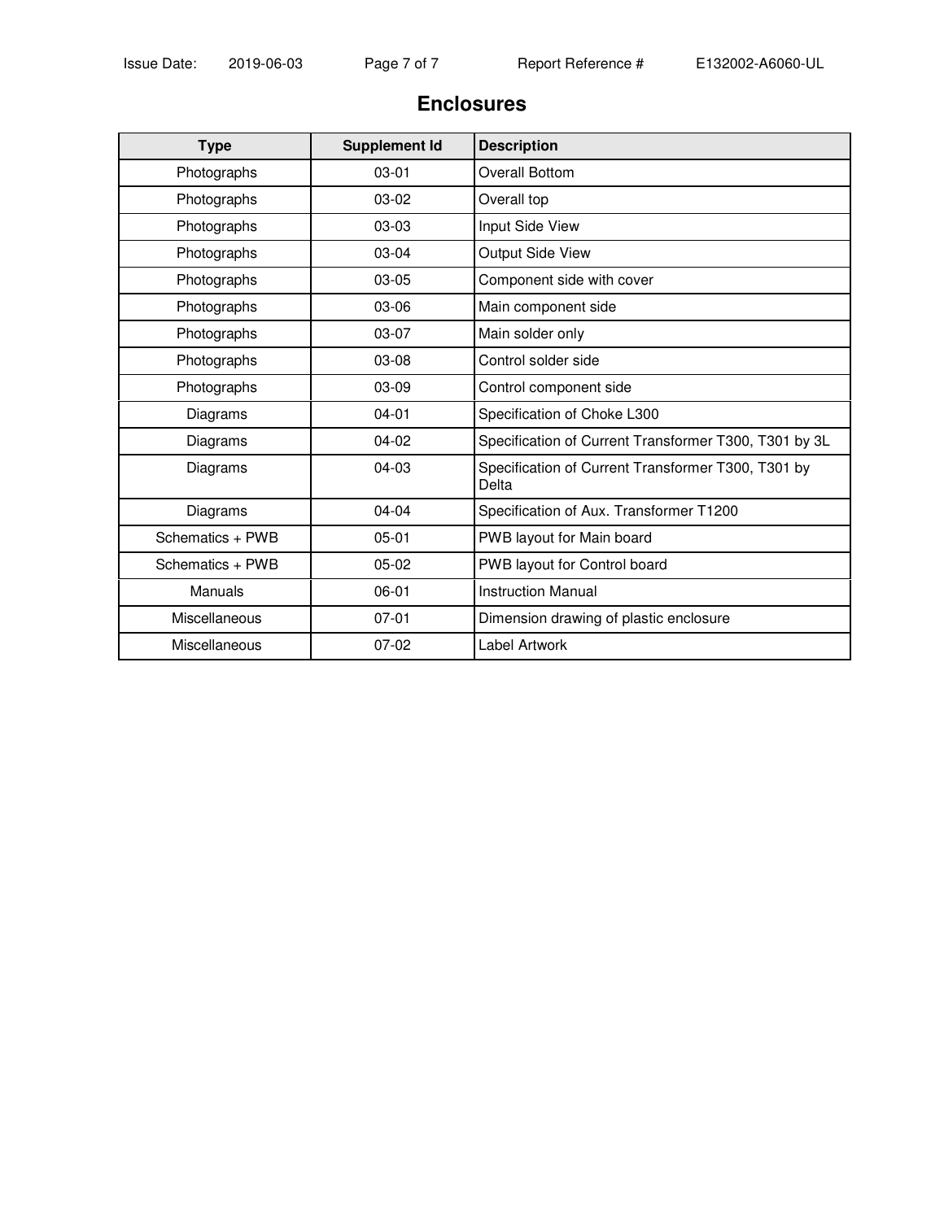## Enclosures

| Type | Supplement Id | Description |
|---|---|---|
| Photographs | 03-01 | Overall Bottom |
| Photographs | 03-02 | Overall top |
| Photographs | 03-03 | Input Side View |
| Photographs | 03-04 | Output Side View |
| Photographs | 03-05 | Component side with cover |
| Photographs | 03-06 | Main component side |
| Photographs | 03-07 | Main solder only |
| Photographs | 03-08 | Control solder side |
| Photographs | 03-09 | Control component side |
| Diagrams | 04-01 | Specification of Choke L300 |
| Diagrams | 04-02 | Specification of Current Transformer T300, T301 by 3L |
| Diagrams | 04-03 | Specification of Current Transformer T300, T301 by Delta |
| Diagrams | 04-04 | Specification of Aux. Transformer T1200 |
| Schematics + PWB | 05-01 | PWB layout for Main board |
| Schematics + PWB | 05-02 | PWB layout for Control board |
| Manuals | 06-01 | Instruction Manual |
| Miscellaneous | 07-01 | Dimension drawing of plastic enclosure |
| Miscellaneous | 07-02 | Label Artwork |